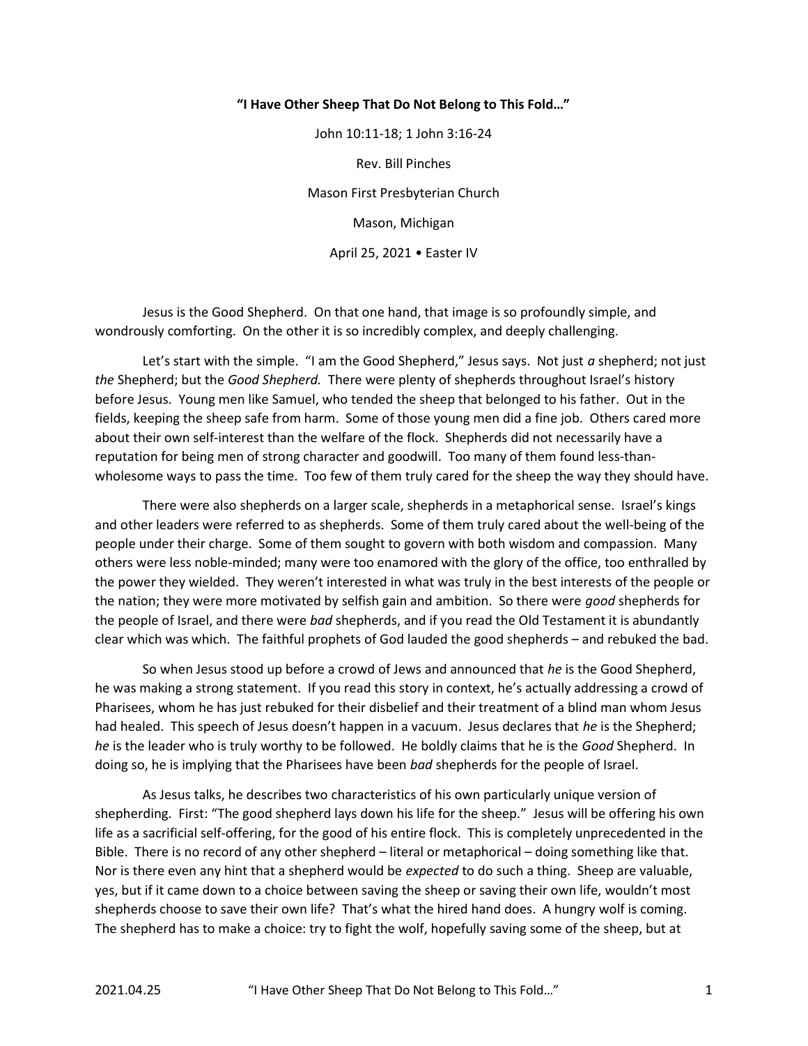**"I Have Other Sheep That Do Not Belong to This Fold…"**

John 10:11-18; 1 John 3:16-24

Rev. Bill Pinches

Mason First Presbyterian Church

Mason, Michigan

April 25, 2021 • Easter IV

Jesus is the Good Shepherd. On that one hand, that image is so profoundly simple, and wondrously comforting. On the other it is so incredibly complex, and deeply challenging.

Let's start with the simple. "I am the Good Shepherd," Jesus says. Not just *a* shepherd; not just *the* Shepherd; but the *Good Shepherd.* There were plenty of shepherds throughout Israel's history before Jesus. Young men like Samuel, who tended the sheep that belonged to his father. Out in the fields, keeping the sheep safe from harm. Some of those young men did a fine job. Others cared more about their own self-interest than the welfare of the flock. Shepherds did not necessarily have a reputation for being men of strong character and goodwill. Too many of them found less-than-wholesome ways to pass the time. Too few of them truly cared for the sheep the way they should have.

There were also shepherds on a larger scale, shepherds in a metaphorical sense. Israel's kings and other leaders were referred to as shepherds. Some of them truly cared about the well-being of the people under their charge. Some of them sought to govern with both wisdom and compassion. Many others were less noble-minded; many were too enamored with the glory of the office, too enthralled by the power they wielded. They weren't interested in what was truly in the best interests of the people or the nation; they were more motivated by selfish gain and ambition. So there were *good* shepherds for the people of Israel, and there were *bad* shepherds, and if you read the Old Testament it is abundantly clear which was which. The faithful prophets of God lauded the good shepherds – and rebuked the bad.

So when Jesus stood up before a crowd of Jews and announced that *he* is the Good Shepherd, he was making a strong statement. If you read this story in context, he's actually addressing a crowd of Pharisees, whom he has just rebuked for their disbelief and their treatment of a blind man whom Jesus had healed. This speech of Jesus doesn't happen in a vacuum. Jesus declares that *he* is the Shepherd; *he* is the leader who is truly worthy to be followed. He boldly claims that he is the *Good* Shepherd. In doing so, he is implying that the Pharisees have been *bad* shepherds for the people of Israel.

As Jesus talks, he describes two characteristics of his own particularly unique version of shepherding. First: "The good shepherd lays down his life for the sheep." Jesus will be offering his own life as a sacrificial self-offering, for the good of his entire flock. This is completely unprecedented in the Bible. There is no record of any other shepherd – literal or metaphorical – doing something like that. Nor is there even any hint that a shepherd would be *expected* to do such a thing. Sheep are valuable, yes, but if it came down to a choice between saving the sheep or saving their own life, wouldn't most shepherds choose to save their own life? That's what the hired hand does. A hungry wolf is coming. The shepherd has to make a choice: try to fight the wolf, hopefully saving some of the sheep, but at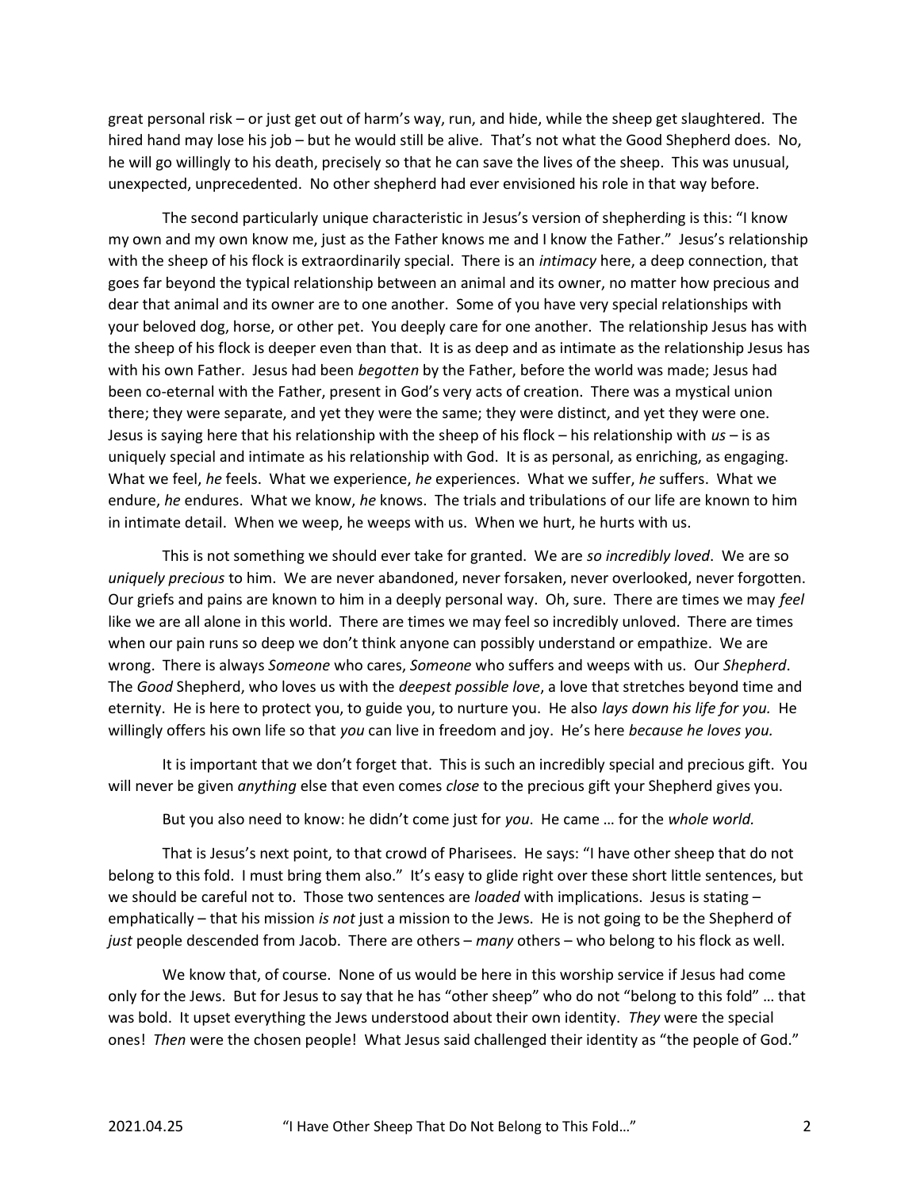great personal risk – or just get out of harm's way, run, and hide, while the sheep get slaughtered. The hired hand may lose his job – but he would still be alive. That's not what the Good Shepherd does. No, he will go willingly to his death, precisely so that he can save the lives of the sheep. This was unusual, unexpected, unprecedented. No other shepherd had ever envisioned his role in that way before.

The second particularly unique characteristic in Jesus's version of shepherding is this: "I know my own and my own know me, just as the Father knows me and I know the Father." Jesus's relationship with the sheep of his flock is extraordinarily special. There is an *intimacy* here, a deep connection, that goes far beyond the typical relationship between an animal and its owner, no matter how precious and dear that animal and its owner are to one another. Some of you have very special relationships with your beloved dog, horse, or other pet. You deeply care for one another. The relationship Jesus has with the sheep of his flock is deeper even than that. It is as deep and as intimate as the relationship Jesus has with his own Father. Jesus had been *begotten* by the Father, before the world was made; Jesus had been co-eternal with the Father, present in God's very acts of creation. There was a mystical union there; they were separate, and yet they were the same; they were distinct, and yet they were one. Jesus is saying here that his relationship with the sheep of his flock – his relationship with *us* – is as uniquely special and intimate as his relationship with God. It is as personal, as enriching, as engaging. What we feel, *he* feels. What we experience, *he* experiences. What we suffer, *he* suffers. What we endure, *he* endures. What we know, *he* knows. The trials and tribulations of our life are known to him in intimate detail. When we weep, he weeps with us. When we hurt, he hurts with us.

This is not something we should ever take for granted. We are *so incredibly loved*. We are so *uniquely precious* to him. We are never abandoned, never forsaken, never overlooked, never forgotten. Our griefs and pains are known to him in a deeply personal way. Oh, sure. There are times we may *feel* like we are all alone in this world. There are times we may feel so incredibly unloved. There are times when our pain runs so deep we don't think anyone can possibly understand or empathize. We are wrong. There is always *Someone* who cares, *Someone* who suffers and weeps with us. Our *Shepherd*. The *Good* Shepherd, who loves us with the *deepest possible love*, a love that stretches beyond time and eternity. He is here to protect you, to guide you, to nurture you. He also *lays down his life for you.* He willingly offers his own life so that *you* can live in freedom and joy. He's here *because he loves you.*

It is important that we don't forget that. This is such an incredibly special and precious gift. You will never be given *anything* else that even comes *close* to the precious gift your Shepherd gives you.

But you also need to know: he didn't come just for *you*. He came … for the *whole world.*

That is Jesus's next point, to that crowd of Pharisees. He says: "I have other sheep that do not belong to this fold. I must bring them also." It's easy to glide right over these short little sentences, but we should be careful not to. Those two sentences are *loaded* with implications. Jesus is stating – emphatically – that his mission *is not* just a mission to the Jews. He is not going to be the Shepherd of *just* people descended from Jacob. There are others – *many* others – who belong to his flock as well.

We know that, of course. None of us would be here in this worship service if Jesus had come only for the Jews. But for Jesus to say that he has "other sheep" who do not "belong to this fold" … that was bold. It upset everything the Jews understood about their own identity. *They* were the special ones! *Then* were the chosen people! What Jesus said challenged their identity as "the people of God."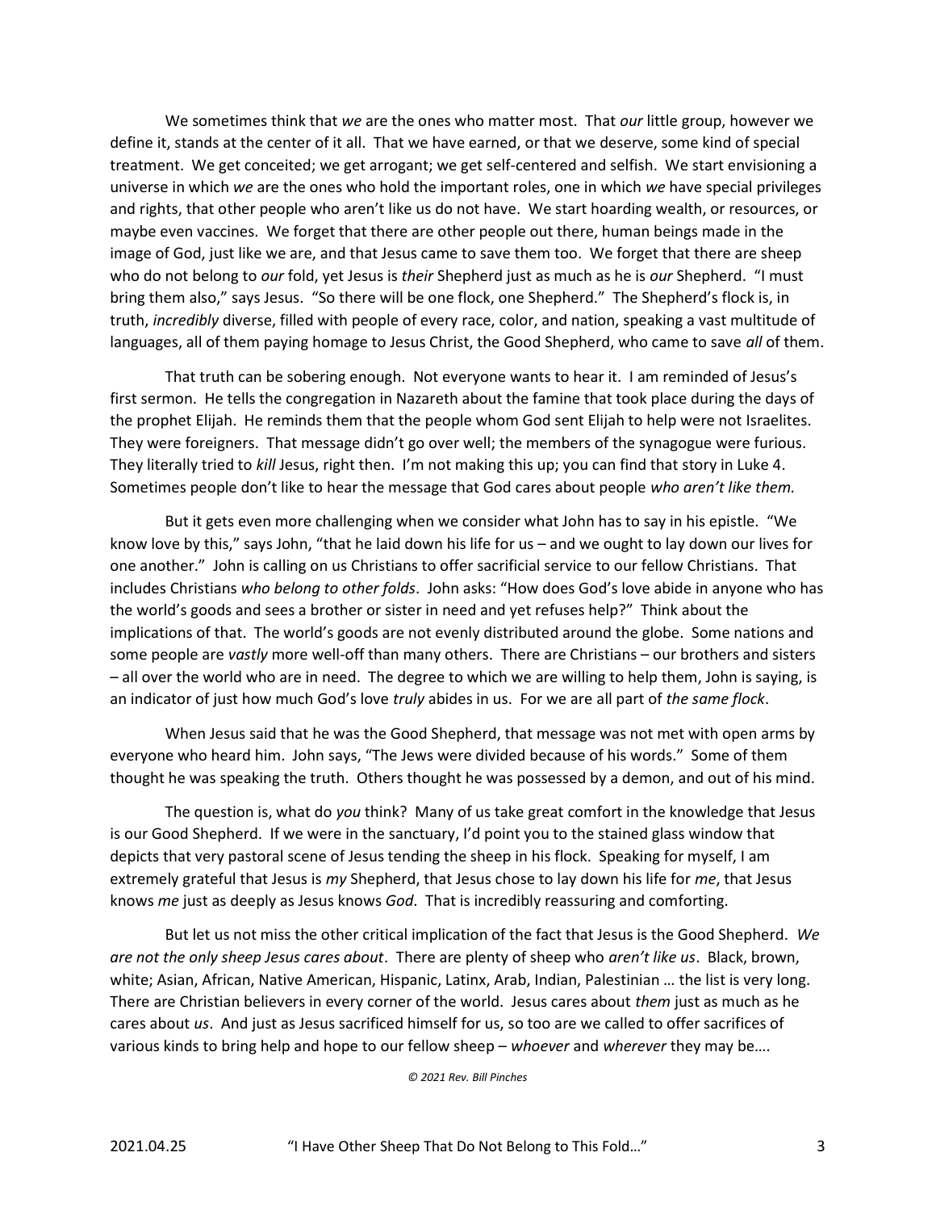We sometimes think that *we* are the ones who matter most. That *our* little group, however we define it, stands at the center of it all. That we have earned, or that we deserve, some kind of special treatment. We get conceited; we get arrogant; we get self-centered and selfish. We start envisioning a universe in which *we* are the ones who hold the important roles, one in which *we* have special privileges and rights, that other people who aren't like us do not have. We start hoarding wealth, or resources, or maybe even vaccines. We forget that there are other people out there, human beings made in the image of God, just like we are, and that Jesus came to save them too. We forget that there are sheep who do not belong to *our* fold, yet Jesus is *their* Shepherd just as much as he is *our* Shepherd. "I must bring them also," says Jesus. "So there will be one flock, one Shepherd." The Shepherd's flock is, in truth, *incredibly* diverse, filled with people of every race, color, and nation, speaking a vast multitude of languages, all of them paying homage to Jesus Christ, the Good Shepherd, who came to save *all* of them.

That truth can be sobering enough. Not everyone wants to hear it. I am reminded of Jesus's first sermon. He tells the congregation in Nazareth about the famine that took place during the days of the prophet Elijah. He reminds them that the people whom God sent Elijah to help were not Israelites. They were foreigners. That message didn't go over well; the members of the synagogue were furious. They literally tried to *kill* Jesus, right then. I'm not making this up; you can find that story in Luke 4. Sometimes people don't like to hear the message that God cares about people *who aren't like them.*

But it gets even more challenging when we consider what John has to say in his epistle. "We know love by this," says John, "that he laid down his life for us – and we ought to lay down our lives for one another." John is calling on us Christians to offer sacrificial service to our fellow Christians. That includes Christians *who belong to other folds*. John asks: "How does God's love abide in anyone who has the world's goods and sees a brother or sister in need and yet refuses help?" Think about the implications of that. The world's goods are not evenly distributed around the globe. Some nations and some people are *vastly* more well-off than many others. There are Christians – our brothers and sisters – all over the world who are in need. The degree to which we are willing to help them, John is saying, is an indicator of just how much God's love *truly* abides in us. For we are all part of *the same flock*.

When Jesus said that he was the Good Shepherd, that message was not met with open arms by everyone who heard him. John says, "The Jews were divided because of his words." Some of them thought he was speaking the truth. Others thought he was possessed by a demon, and out of his mind.

The question is, what do *you* think? Many of us take great comfort in the knowledge that Jesus is our Good Shepherd. If we were in the sanctuary, I'd point you to the stained glass window that depicts that very pastoral scene of Jesus tending the sheep in his flock. Speaking for myself, I am extremely grateful that Jesus is *my* Shepherd, that Jesus chose to lay down his life for *me*, that Jesus knows *me* just as deeply as Jesus knows *God*. That is incredibly reassuring and comforting.

But let us not miss the other critical implication of the fact that Jesus is the Good Shepherd. *We are not the only sheep Jesus cares about*. There are plenty of sheep who *aren't like us*. Black, brown, white; Asian, African, Native American, Hispanic, Latinx, Arab, Indian, Palestinian … the list is very long. There are Christian believers in every corner of the world. Jesus cares about *them* just as much as he cares about *us*. And just as Jesus sacrificed himself for us, so too are we called to offer sacrifices of various kinds to bring help and hope to our fellow sheep – *whoever* and *wherever* they may be….

*© 2021 Rev. Bill Pinches*